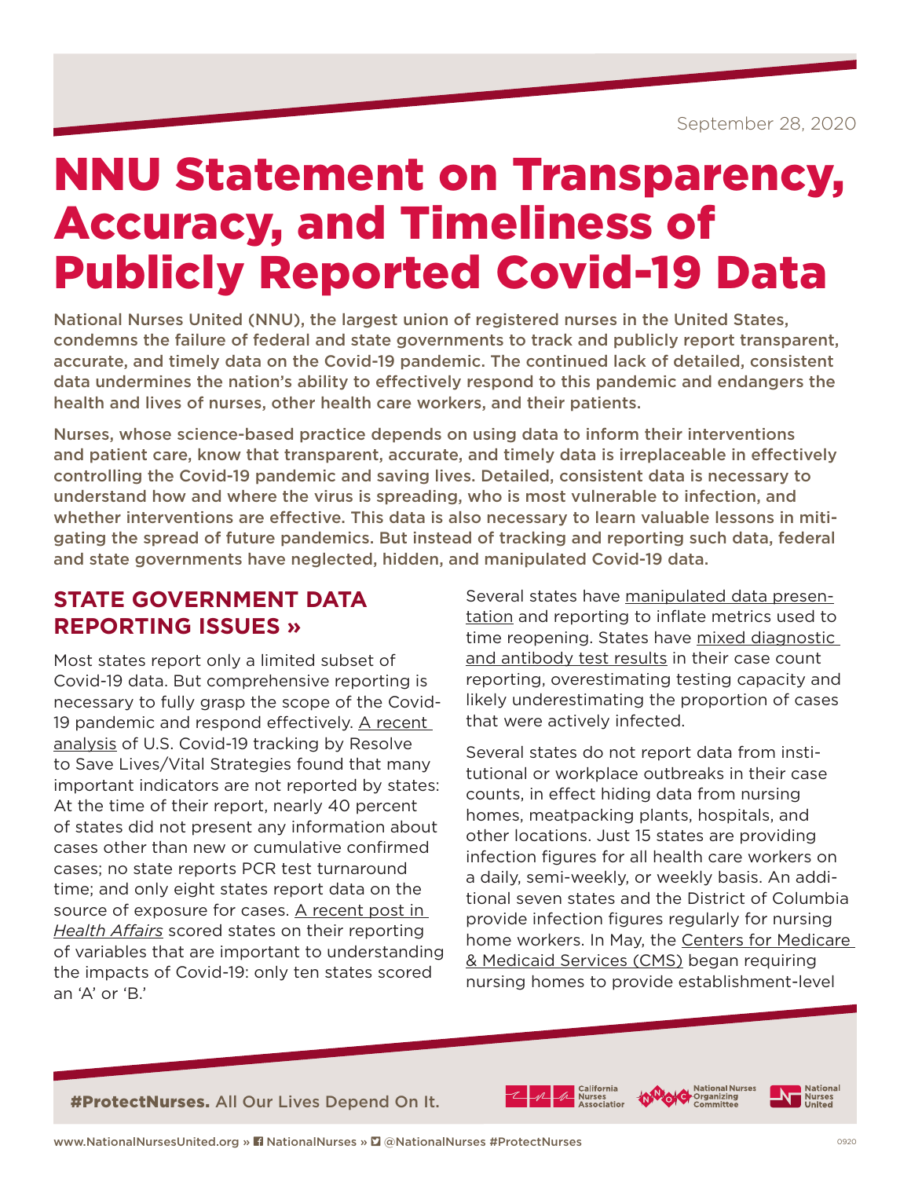September 28, 2020

# NNU Statement on Transparency, Accuracy, and Timeliness of Publicly Reported Covid-19 Data

**National Nurses United (NNU), the largest union of registered nurses in the United States, condemns the failure of federal and state governments to track and publicly report transparent, accurate, and timely data on the Covid-19 pandemic. The continued lack of detailed, consistent data undermines the nation's ability to effectively respond to this pandemic and endangers the health and lives of nurses, other health care workers, and their patients.**

**Nurses, whose science-based practice depends on using data to inform their interventions and patient care, know that transparent, accurate, and timely data is irreplaceable in effectively controlling the Covid-19 pandemic and saving lives. Detailed, consistent data is necessary to understand how and where the virus is spreading, who is most vulnerable to infection, and whether interventions are effective. This data is also necessary to learn valuable lessons in mitigating the spread of future pandemics. But instead of tracking and reporting such data, federal and state governments have neglected, hidden, and manipulated Covid-19 data.**

## STATE GOVERNMENT DATA REPORTING ISSUES »

Most states report only a limited subset of Covid-19 data. But comprehensive reporting is necessary to fully grasp the scope of the Covid-19 pandemic and respond effectively. A recent analysis of U.S. Covid-19 tracking by Resolve to Save Lives/Vital Strategies found that many important indicators are not reported by states: At the time of their report, nearly 40 percent of states did not present any information about cases other than new or cumulative confirmed cases; no state reports PCR test turnaround time; and only eight states report data on the source of exposure for cases. A recent post in *Health Affairs* scored states on their reporting of variables that are important to understanding the impacts of Covid-19: only ten states scored an 'A' or 'B.'

Several states have manipulated data presentation and reporting to inflate metrics used to time reopening. States have mixed diagnostic and antibody test results in their case count reporting, overestimating testing capacity and likely underestimating the proportion of cases that were actively infected.

Several states do not report data from institutional or workplace outbreaks in their case counts, in effect hiding data from nursing homes, meatpacking plants, hospitals, and other locations. Just 15 states are providing infection figures for all health care workers on a daily, semi-weekly, or weekly basis. An additional seven states and the District of Columbia provide infection figures regularly for nursing home workers. In May, the Centers for Medicare & Medicaid Services (CMS) began requiring nursing homes to provide establishment-level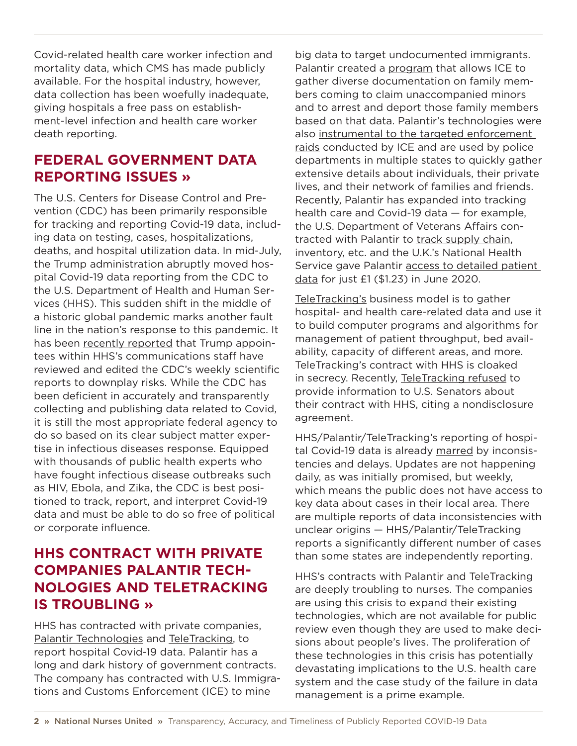Covid-related health care worker infection and mortality data, which CMS has made publicly available. For the hospital industry, however, data collection has been woefully inadequate, giving hospitals a free pass on establishment-level infection and health care worker death reporting.

## FEDERAL GOVERNMENT DATA REPORTING ISSUES »

The U.S. Centers for Disease Control and Prevention (CDC) has been primarily responsible for tracking and reporting Covid-19 data, including data on testing, cases, hospitalizations, deaths, and hospital utilization data. In mid-July, the Trump administration abruptly moved hospital Covid-19 data reporting from the CDC to the U.S. Department of Health and Human Services (HHS). This sudden shift in the middle of a historic global pandemic marks another fault line in the nation's response to this pandemic. It has been recently reported that Trump appointees within HHS's communications staff have reviewed and edited the CDC's weekly scientific reports to downplay risks. While the CDC has been deficient in accurately and transparently collecting and publishing data related to Covid, it is still the most appropriate federal agency to do so based on its clear subject matter expertise in infectious diseases response. Equipped with thousands of public health experts who have fought infectious disease outbreaks such as HIV, Ebola, and Zika, the CDC is best positioned to track, report, and interpret Covid-19 data and must be able to do so free of political or corporate influence.

## HHS CONTRACT WITH PRIVATE COMPANIES PALANTIR TECHNOLOGIES AND TELETRACKING IS TROUBLING »

HHS has contracted with private companies, Palantir Technologies and TeleTracking, to report hospital Covid-19 data. Palantir has a long and dark history of government contracts. The company has contracted with U.S. Immigrations and Customs Enforcement (ICE) to mine big data to target undocumented immigrants. Palantir created a program that allows ICE to gather diverse documentation on family members coming to claim unaccompanied minors and to arrest and deport those family members based on that data. Palantir's technologies were also instrumental to the targeted enforcement raids conducted by ICE and are used by police departments in multiple states to quickly gather extensive details about individuals, their private lives, and their network of families and friends. Recently, Palantir has expanded into tracking health care and Covid-19 data — for example, the U.S. Department of Veterans Affairs contracted with Palantir to track supply chain, inventory, etc. and the U.K.'s National Health Service gave Palantir access to detailed patient data for just £1 ($1.23) in June 2020.

TeleTracking's business model is to gather hospital- and health care-related data and use it to build computer programs and algorithms for management of patient throughput, bed availability, capacity of different areas, and more. TeleTracking's contract with HHS is cloaked in secrecy. Recently, TeleTracking refused to provide information to U.S. Senators about their contract with HHS, citing a nondisclosure agreement.

HHS/Palantir/TeleTracking's reporting of hospital Covid-19 data is already marred by inconsistencies and delays. Updates are not happening daily, as was initially promised, but weekly, which means the public does not have access to key data about cases in their local area. There are multiple reports of data inconsistencies with unclear origins — HHS/Palantir/TeleTracking reports a significantly different number of cases than some states are independently reporting.

HHS's contracts with Palantir and TeleTracking are deeply troubling to nurses. The companies are using this crisis to expand their existing technologies, which are not available for public review even though they are used to make decisions about people's lives. The proliferation of these technologies in this crisis has potentially devastating implications to the U.S. health care system and the case study of the failure in data management is a prime example.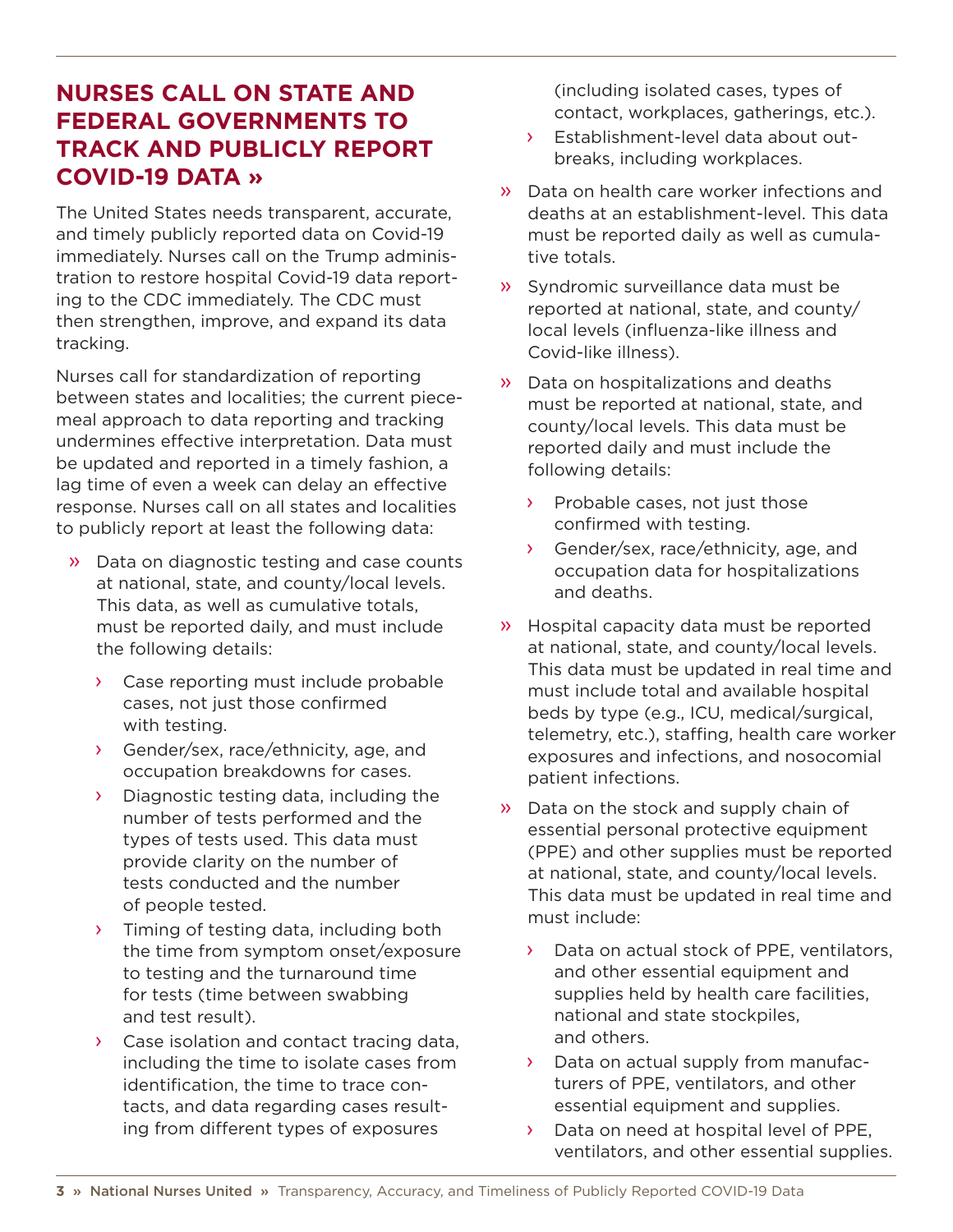## NURSES CALL ON STATE AND FEDERAL GOVERNMENTS TO TRACK AND PUBLICLY REPORT COVID-19 DATA »

The United States needs transparent, accurate, and timely publicly reported data on Covid-19 immediately. Nurses call on the Trump administration to restore hospital Covid-19 data reporting to the CDC immediately. The CDC must then strengthen, improve, and expand its data tracking.

Nurses call for standardization of reporting between states and localities; the current piecemeal approach to data reporting and tracking undermines effective interpretation. Data must be updated and reported in a timely fashion, a lag time of even a week can delay an effective response. Nurses call on all states and localities to publicly report at least the following data:

- Data on diagnostic testing and case counts at national, state, and county/local levels. This data, as well as cumulative totals, must be reported daily, and must include the following details:
  - Case reporting must include probable cases, not just those confirmed with testing.
  - Gender/sex, race/ethnicity, age, and occupation breakdowns for cases.
  - Diagnostic testing data, including the number of tests performed and the types of tests used. This data must provide clarity on the number of tests conducted and the number of people tested.
  - Timing of testing data, including both the time from symptom onset/exposure to testing and the turnaround time for tests (time between swabbing and test result).
  - Case isolation and contact tracing data, including the time to isolate cases from identification, the time to trace contacts, and data regarding cases resulting from different types of exposures (including isolated cases, types of contact, workplaces, gatherings, etc.).
  - Establishment-level data about outbreaks, including workplaces.
- Data on health care worker infections and deaths at an establishment-level. This data must be reported daily as well as cumulative totals.
- Syndromic surveillance data must be reported at national, state, and county/local levels (influenza-like illness and Covid-like illness).
- Data on hospitalizations and deaths must be reported at national, state, and county/local levels. This data must be reported daily and must include the following details:
  - Probable cases, not just those confirmed with testing.
  - Gender/sex, race/ethnicity, age, and occupation data for hospitalizations and deaths.
- Hospital capacity data must be reported at national, state, and county/local levels. This data must be updated in real time and must include total and available hospital beds by type (e.g., ICU, medical/surgical, telemetry, etc.), staffing, health care worker exposures and infections, and nosocomial patient infections.
- Data on the stock and supply chain of essential personal protective equipment (PPE) and other supplies must be reported at national, state, and county/local levels. This data must be updated in real time and must include:
  - Data on actual stock of PPE, ventilators, and other essential equipment and supplies held by health care facilities, national and state stockpiles, and others.
  - Data on actual supply from manufacturers of PPE, ventilators, and other essential equipment and supplies.
  - Data on need at hospital level of PPE, ventilators, and other essential supplies.